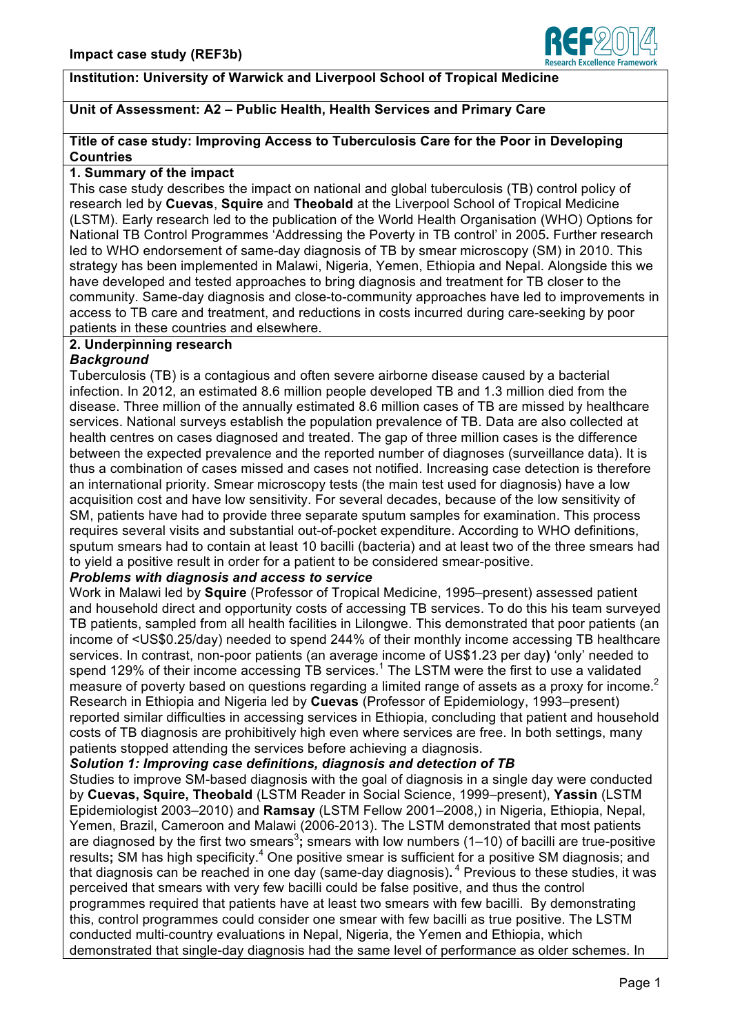**Impact case study (REF3b)**

**Institution: University of Warwick and Liverpool School of Tropical Medicine**

**Unit of Assessment: A2 – Public Health, Health Services and Primary Care**

**Title of case study: Improving Access to Tuberculosis Care for the Poor in Developing Countries**

## 1. Summary of the impact

This case study describes the impact on national and global tuberculosis (TB) control policy of research led by **Cuevas**, **Squire** and **Theobald** at the Liverpool School of Tropical Medicine (LSTM). Early research led to the publication of the World Health Organisation (WHO) Options for National TB Control Programmes 'Addressing the Poverty in TB control' in 2005**.** Further research led to WHO endorsement of same-day diagnosis of TB by smear microscopy (SM) in 2010. This strategy has been implemented in Malawi, Nigeria, Yemen, Ethiopia and Nepal. Alongside this we have developed and tested approaches to bring diagnosis and treatment for TB closer to the community. Same-day diagnosis and close-to-community approaches have led to improvements in access to TB care and treatment, and reductions in costs incurred during care-seeking by poor patients in these countries and elsewhere.

## 2. Underpinning research

### *Background*

Tuberculosis (TB) is a contagious and often severe airborne disease caused by a bacterial infection. In 2012, an estimated 8.6 million people developed TB and 1.3 million died from the disease. Three million of the annually estimated 8.6 million cases of TB are missed by healthcare services. National surveys establish the population prevalence of TB. Data are also collected at health centres on cases diagnosed and treated. The gap of three million cases is the difference between the expected prevalence and the reported number of diagnoses (surveillance data). It is thus a combination of cases missed and cases not notified. Increasing case detection is therefore an international priority. Smear microscopy tests (the main test used for diagnosis) have a low acquisition cost and have low sensitivity. For several decades, because of the low sensitivity of SM, patients have had to provide three separate sputum samples for examination. This process requires several visits and substantial out-of-pocket expenditure. According to WHO definitions, sputum smears had to contain at least 10 bacilli (bacteria) and at least two of the three smears had to yield a positive result in order for a patient to be considered smear-positive.

### *Problems with diagnosis and access to service*

Work in Malawi led by **Squire** (Professor of Tropical Medicine, 1995–present) assessed patient and household direct and opportunity costs of accessing TB services. To do this his team surveyed TB patients, sampled from all health facilities in Lilongwe. This demonstrated that poor patients (an income of <US$0.25/day) needed to spend 244% of their monthly income accessing TB healthcare services. In contrast, non-poor patients (an average income of US$1.23 per day**)** 'only' needed to spend 129% of their income accessing TB services.[1] The LSTM were the first to use a validated measure of poverty based on questions regarding a limited range of assets as a proxy for income.[2] Research in Ethiopia and Nigeria led by **Cuevas** (Professor of Epidemiology, 1993–present) reported similar difficulties in accessing services in Ethiopia, concluding that patient and household costs of TB diagnosis are prohibitively high even where services are free. In both settings, many patients stopped attending the services before achieving a diagnosis.

### *Solution 1: Improving case definitions, diagnosis and detection of TB*

Studies to improve SM-based diagnosis with the goal of diagnosis in a single day were conducted by **Cuevas, Squire, Theobald** (LSTM Reader in Social Science, 1999–present), **Yassin** (LSTM Epidemiologist 2003–2010) and **Ramsay** (LSTM Fellow 2001–2008,) in Nigeria, Ethiopia, Nepal, Yemen, Brazil, Cameroon and Malawi (2006-2013). The LSTM demonstrated that most patients are diagnosed by the first two smears[3]**;** smears with low numbers (1–10) of bacilli are true-positive results**;** SM has high specificity.[4] One positive smear is sufficient for a positive SM diagnosis; and that diagnosis can be reached in one day (same-day diagnosis)**.**[4] Previous to these studies, it was perceived that smears with very few bacilli could be false positive, and thus the control programmes required that patients have at least two smears with few bacilli. By demonstrating this, control programmes could consider one smear with few bacilli as true positive. The LSTM conducted multi-country evaluations in Nepal, Nigeria, the Yemen and Ethiopia, which demonstrated that single-day diagnosis had the same level of performance as older schemes. In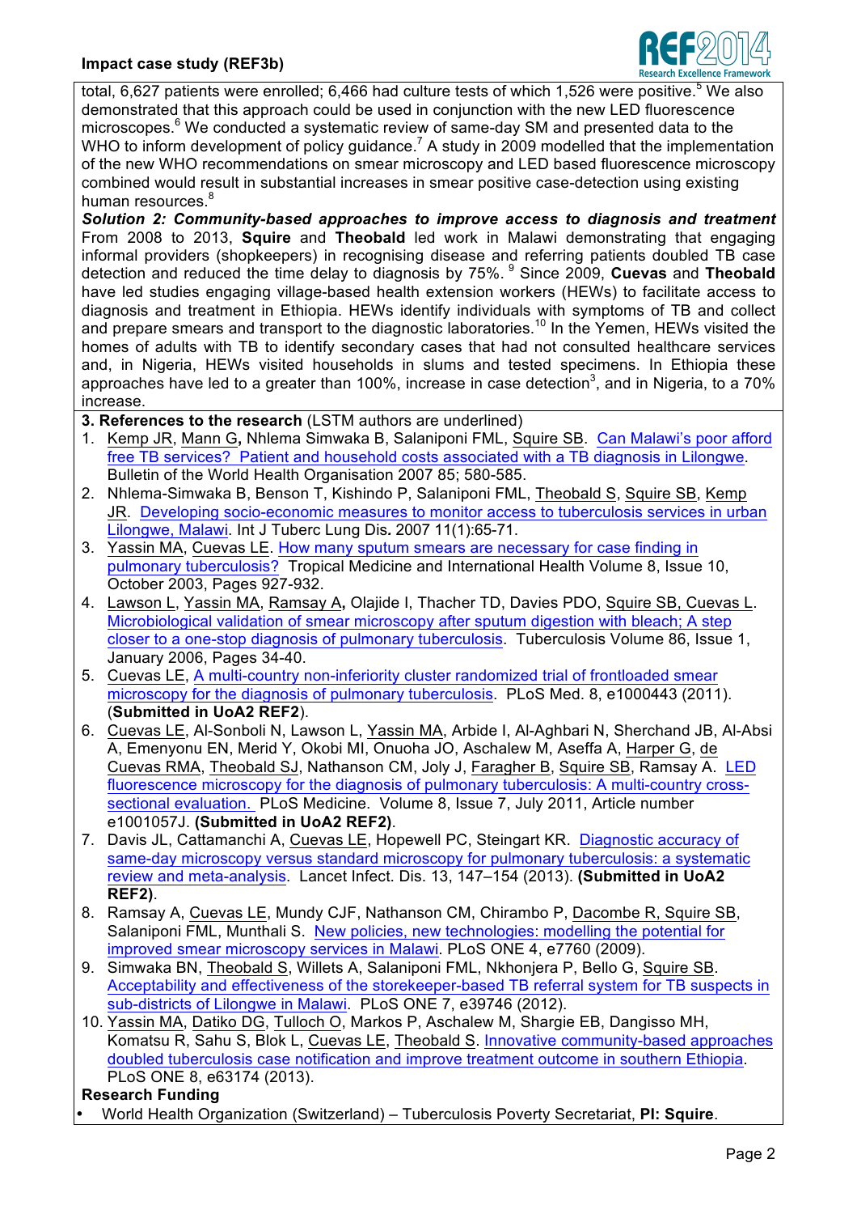total, 6,627 patients were enrolled; 6,466 had culture tests of which 1,526 were positive.[5] We also demonstrated that this approach could be used in conjunction with the new LED fluorescence microscopes.[6] We conducted a systematic review of same-day SM and presented data to the WHO to inform development of policy guidance.[7] A study in 2009 modelled that the implementation of the new WHO recommendations on smear microscopy and LED based fluorescence microscopy combined would result in substantial increases in smear positive case-detection using existing human resources.[8]

***Solution 2: Community-based approaches to improve access to diagnosis and treatment***
From 2008 to 2013, **Squire** and **Theobald** led work in Malawi demonstrating that engaging informal providers (shopkeepers) in recognising disease and referring patients doubled TB case detection and reduced the time delay to diagnosis by 75%.[9] Since 2009, **Cuevas** and **Theobald** have led studies engaging village-based health extension workers (HEWs) to facilitate access to diagnosis and treatment in Ethiopia. HEWs identify individuals with symptoms of TB and collect and prepare smears and transport to the diagnostic laboratories.[10] In the Yemen, HEWs visited the homes of adults with TB to identify secondary cases that had not consulted healthcare services and, in Nigeria, HEWs visited households in slums and tested specimens. In Ethiopia these approaches have led to a greater than 100%, increase in case detection[3], and in Nigeria, to a 70% increase.

**3. References to the research** (LSTM authors are underlined)

1. Kemp JR, Mann G, Nhlema Simwaka B, Salaniponi FML, Squire SB. Can Malawi's poor afford free TB services? Patient and household costs associated with a TB diagnosis in Lilongwe. Bulletin of the World Health Organisation 2007 85; 580-585.
2. Nhlema-Simwaka B, Benson T, Kishindo P, Salaniponi FML, Theobald S, Squire SB, Kemp JR. Developing socio-economic measures to monitor access to tuberculosis services in urban Lilongwe, Malawi. Int J Tuberc Lung Dis. 2007 11(1):65-71.
3. Yassin MA, Cuevas LE. How many sputum smears are necessary for case finding in pulmonary tuberculosis? Tropical Medicine and International Health Volume 8, Issue 10, October 2003, Pages 927-932.
4. Lawson L, Yassin MA, Ramsay A, Olajide I, Thacher TD, Davies PDO, Squire SB, Cuevas L. Microbiological validation of smear microscopy after sputum digestion with bleach; A step closer to a one-stop diagnosis of pulmonary tuberculosis. Tuberculosis Volume 86, Issue 1, January 2006, Pages 34-40.
5. Cuevas LE, A multi-country non-inferiority cluster randomized trial of frontloaded smear microscopy for the diagnosis of pulmonary tuberculosis. PLoS Med. 8, e1000443 (2011). (**Submitted in UoA2 REF2**).
6. Cuevas LE, Al-Sonboli N, Lawson L, Yassin MA, Arbide I, Al-Aghbari N, Sherchand JB, Al-Absi A, Emenyonu EN, Merid Y, Okobi MI, Onuoha JO, Aschalew M, Aseffa A, Harper G, de Cuevas RMA, Theobald SJ, Nathanson CM, Joly J, Faragher B, Squire SB, Ramsay A. LED fluorescence microscopy for the diagnosis of pulmonary tuberculosis: A multi-country cross-sectional evaluation. PLoS Medicine. Volume 8, Issue 7, July 2011, Article number e1001057J. **(Submitted in UoA2 REF2)**.
7. Davis JL, Cattamanchi A, Cuevas LE, Hopewell PC, Steingart KR. Diagnostic accuracy of same-day microscopy versus standard microscopy for pulmonary tuberculosis: a systematic review and meta-analysis. Lancet Infect. Dis. 13, 147–154 (2013). **(Submitted in UoA2 REF2)**.
8. Ramsay A, Cuevas LE, Mundy CJF, Nathanson CM, Chirambo P, Dacombe R, Squire SB, Salaniponi FML, Munthali S. New policies, new technologies: modelling the potential for improved smear microscopy services in Malawi. PLoS ONE 4, e7760 (2009).
9. Simwaka BN, Theobald S, Willets A, Salaniponi FML, Nkhonjera P, Bello G, Squire SB. Acceptability and effectiveness of the storekeeper-based TB referral system for TB suspects in sub-districts of Lilongwe in Malawi. PLoS ONE 7, e39746 (2012).
10. Yassin MA, Datiko DG, Tulloch O, Markos P, Aschalew M, Shargie EB, Dangisso MH, Komatsu R, Sahu S, Blok L, Cuevas LE, Theobald S. Innovative community-based approaches doubled tuberculosis case notification and improve treatment outcome in southern Ethiopia. PLoS ONE 8, e63174 (2013).

**Research Funding**

- World Health Organization (Switzerland) – Tuberculosis Poverty Secretariat, **PI: Squire**.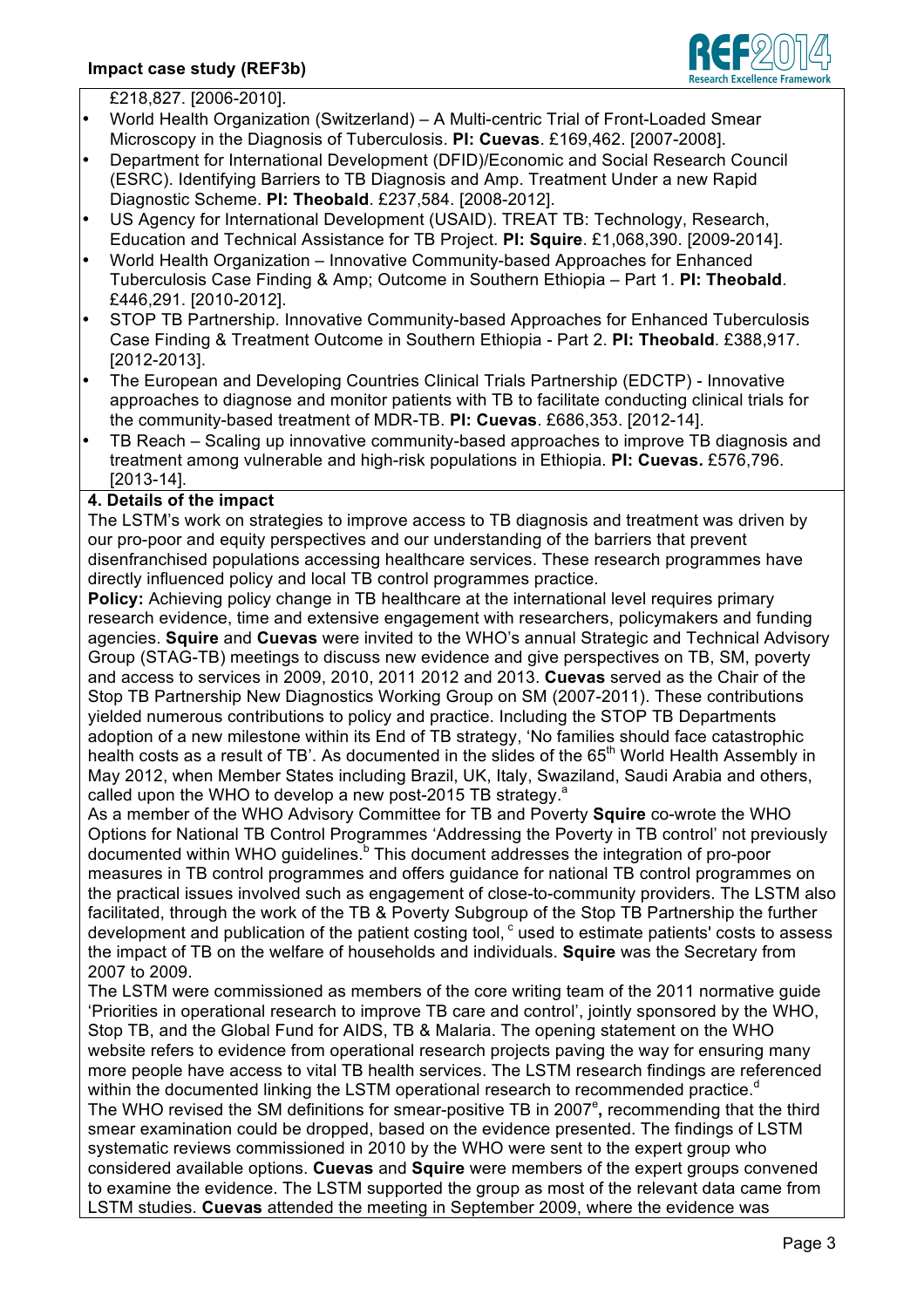£218,827. [2006-2010].

- World Health Organization (Switzerland) – A Multi-centric Trial of Front-Loaded Smear Microscopy in the Diagnosis of Tuberculosis. **PI: Cuevas**. £169,462. [2007-2008].
- Department for International Development (DFID)/Economic and Social Research Council (ESRC). Identifying Barriers to TB Diagnosis and Amp. Treatment Under a new Rapid Diagnostic Scheme. **PI: Theobald**. £237,584. [2008-2012].
- US Agency for International Development (USAID). TREAT TB: Technology, Research, Education and Technical Assistance for TB Project. **PI: Squire**. £1,068,390. [2009-2014].
- World Health Organization – Innovative Community-based Approaches for Enhanced Tuberculosis Case Finding & Amp; Outcome in Southern Ethiopia – Part 1. **PI: Theobald**. £446,291. [2010-2012].
- STOP TB Partnership. Innovative Community-based Approaches for Enhanced Tuberculosis Case Finding & Treatment Outcome in Southern Ethiopia - Part 2. **PI: Theobald**. £388,917. [2012-2013].
- The European and Developing Countries Clinical Trials Partnership (EDCTP) - Innovative approaches to diagnose and monitor patients with TB to facilitate conducting clinical trials for the community-based treatment of MDR-TB. **PI: Cuevas**. £686,353. [2012-14].
- TB Reach – Scaling up innovative community-based approaches to improve TB diagnosis and treatment among vulnerable and high-risk populations in Ethiopia. **PI: Cuevas.** £576,796. [2013-14].

**4. Details of the impact**

The LSTM's work on strategies to improve access to TB diagnosis and treatment was driven by our pro-poor and equity perspectives and our understanding of the barriers that prevent disenfranchised populations accessing healthcare services. These research programmes have directly influenced policy and local TB control programmes practice.

**Policy:** Achieving policy change in TB healthcare at the international level requires primary research evidence, time and extensive engagement with researchers, policymakers and funding agencies. **Squire** and **Cuevas** were invited to the WHO's annual Strategic and Technical Advisory Group (STAG-TB) meetings to discuss new evidence and give perspectives on TB, SM, poverty and access to services in 2009, 2010, 2011 2012 and 2013. **Cuevas** served as the Chair of the Stop TB Partnership New Diagnostics Working Group on SM (2007-2011). These contributions yielded numerous contributions to policy and practice. Including the STOP TB Departments adoption of a new milestone within its End of TB strategy, 'No families should face catastrophic health costs as a result of TB'. As documented in the slides of the 65th World Health Assembly in May 2012, when Member States including Brazil, UK, Italy, Swaziland, Saudi Arabia and others, called upon the WHO to develop a new post-2015 TB strategy.[a]

As a member of the WHO Advisory Committee for TB and Poverty **Squire** co-wrote the WHO Options for National TB Control Programmes 'Addressing the Poverty in TB control' not previously documented within WHO guidelines.[b] This document addresses the integration of pro-poor measures in TB control programmes and offers guidance for national TB control programmes on the practical issues involved such as engagement of close-to-community providers. The LSTM also facilitated, through the work of the TB & Poverty Subgroup of the Stop TB Partnership the further development and publication of the patient costing tool, [c] used to estimate patients' costs to assess the impact of TB on the welfare of households and individuals. **Squire** was the Secretary from 2007 to 2009.

The LSTM were commissioned as members of the core writing team of the 2011 normative guide 'Priorities in operational research to improve TB care and control', jointly sponsored by the WHO, Stop TB, and the Global Fund for AIDS, TB & Malaria. The opening statement on the WHO website refers to evidence from operational research projects paving the way for ensuring many more people have access to vital TB health services. The LSTM research findings are referenced within the documented linking the LSTM operational research to recommended practice.[d]

The WHO revised the SM definitions for smear-positive TB in 2007[e]**,** recommending that the third smear examination could be dropped, based on the evidence presented. The findings of LSTM systematic reviews commissioned in 2010 by the WHO were sent to the expert group who considered available options. **Cuevas** and **Squire** were members of the expert groups convened to examine the evidence. The LSTM supported the group as most of the relevant data came from LSTM studies. **Cuevas** attended the meeting in September 2009, where the evidence was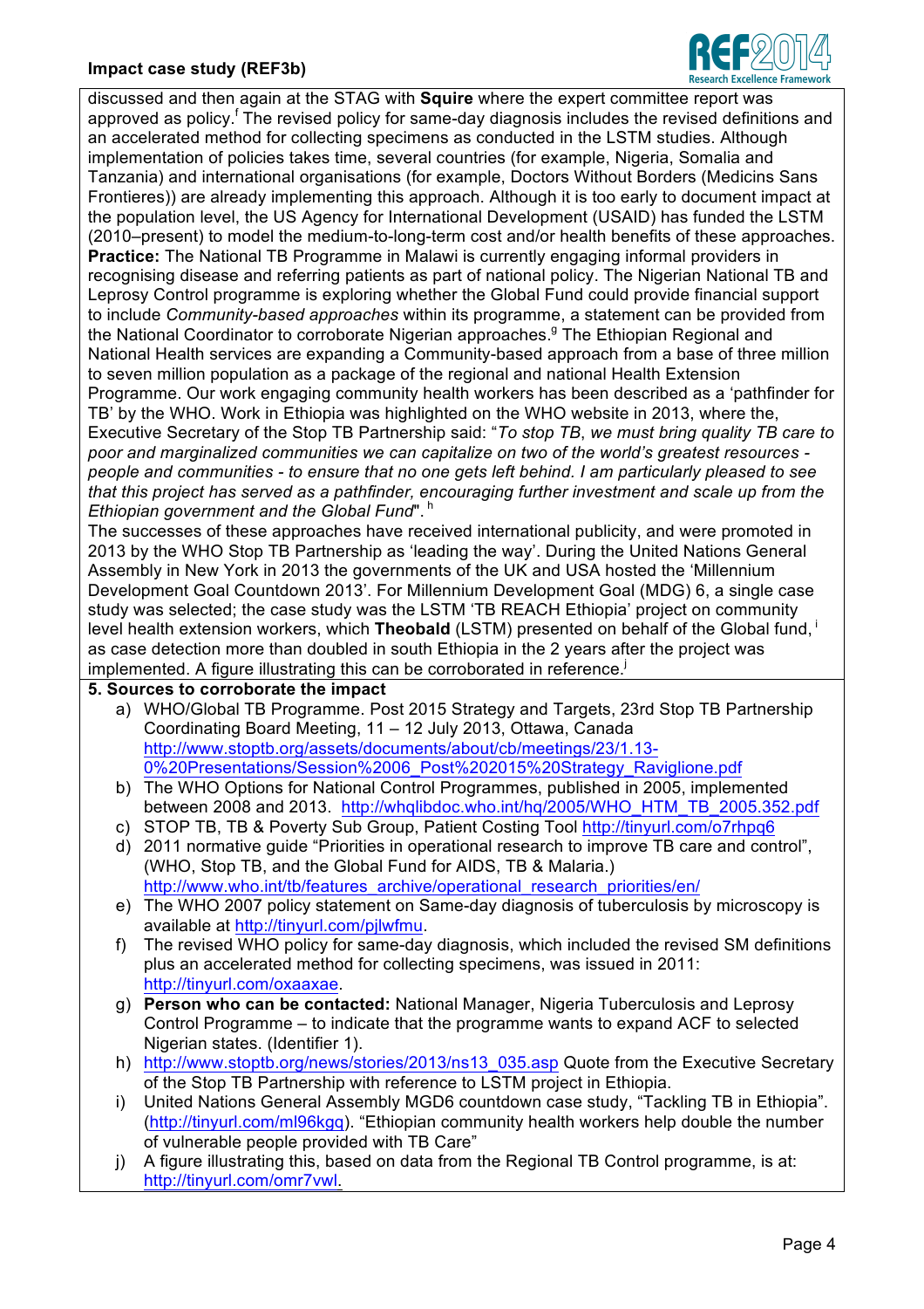discussed and then again at the STAG with **Squire** where the expert committee report was approved as policy.[f] The revised policy for same-day diagnosis includes the revised definitions and an accelerated method for collecting specimens as conducted in the LSTM studies. Although implementation of policies takes time, several countries (for example, Nigeria, Somalia and Tanzania) and international organisations (for example, Doctors Without Borders (Medicins Sans Frontieres)) are already implementing this approach. Although it is too early to document impact at the population level, the US Agency for International Development (USAID) has funded the LSTM (2010–present) to model the medium-to-long-term cost and/or health benefits of these approaches.

**Practice:** The National TB Programme in Malawi is currently engaging informal providers in recognising disease and referring patients as part of national policy. The Nigerian National TB and Leprosy Control programme is exploring whether the Global Fund could provide financial support to include *Community-based approaches* within its programme, a statement can be provided from the National Coordinator to corroborate Nigerian approaches.[g] The Ethiopian Regional and National Health services are expanding a Community-based approach from a base of three million to seven million population as a package of the regional and national Health Extension Programme. Our work engaging community health workers has been described as a 'pathfinder for TB' by the WHO. Work in Ethiopia was highlighted on the WHO website in 2013, where the, Executive Secretary of the Stop TB Partnership said: "*To stop TB, we must bring quality TB care to poor and marginalized communities we can capitalize on two of the world's greatest resources - people and communities - to ensure that no one gets left behind. I am particularly pleased to see that this project has served as a pathfinder, encouraging further investment and scale up from the Ethiopian government and the Global Fund*". [h]

The successes of these approaches have received international publicity, and were promoted in 2013 by the WHO Stop TB Partnership as 'leading the way'. During the United Nations General Assembly in New York in 2013 the governments of the UK and USA hosted the 'Millennium Development Goal Countdown 2013'. For Millennium Development Goal (MDG) 6, a single case study was selected; the case study was the LSTM 'TB REACH Ethiopia' project on community level health extension workers, which **Theobald** (LSTM) presented on behalf of the Global fund, [i] as case detection more than doubled in south Ethiopia in the 2 years after the project was implemented. A figure illustrating this can be corroborated in reference.[j]

## 5. Sources to corroborate the impact

a) WHO/Global TB Programme. Post 2015 Strategy and Targets, 23rd Stop TB Partnership Coordinating Board Meeting, 11 – 12 July 2013, Ottawa, Canada http://www.stoptb.org/assets/documents/about/cb/meetings/23/1.13-0%20Presentations/Session%2006_Post%202015%20Strategy_Raviglione.pdf

b) The WHO Options for National Control Programmes, published in 2005, implemented between 2008 and 2013. http://whqlibdoc.who.int/hq/2005/WHO_HTM_TB_2005.352.pdf

c) STOP TB, TB & Poverty Sub Group, Patient Costing Tool http://tinyurl.com/o7rhpq6

d) 2011 normative guide "Priorities in operational research to improve TB care and control", (WHO, Stop TB, and the Global Fund for AIDS, TB & Malaria.) http://www.who.int/tb/features_archive/operational_research_priorities/en/

e) The WHO 2007 policy statement on Same-day diagnosis of tuberculosis by microscopy is available at http://tinyurl.com/pjlwfmu.

f) The revised WHO policy for same-day diagnosis, which included the revised SM definitions plus an accelerated method for collecting specimens, was issued in 2011: http://tinyurl.com/oxaaxae.

g) **Person who can be contacted:** National Manager, Nigeria Tuberculosis and Leprosy Control Programme – to indicate that the programme wants to expand ACF to selected Nigerian states. (Identifier 1).

h) http://www.stoptb.org/news/stories/2013/ns13_035.asp Quote from the Executive Secretary of the Stop TB Partnership with reference to LSTM project in Ethiopia.

i) United Nations General Assembly MGD6 countdown case study, "Tackling TB in Ethiopia". (http://tinyurl.com/ml96kgq). "Ethiopian community health workers help double the number of vulnerable people provided with TB Care"

j) A figure illustrating this, based on data from the Regional TB Control programme, is at: http://tinyurl.com/omr7vwl.